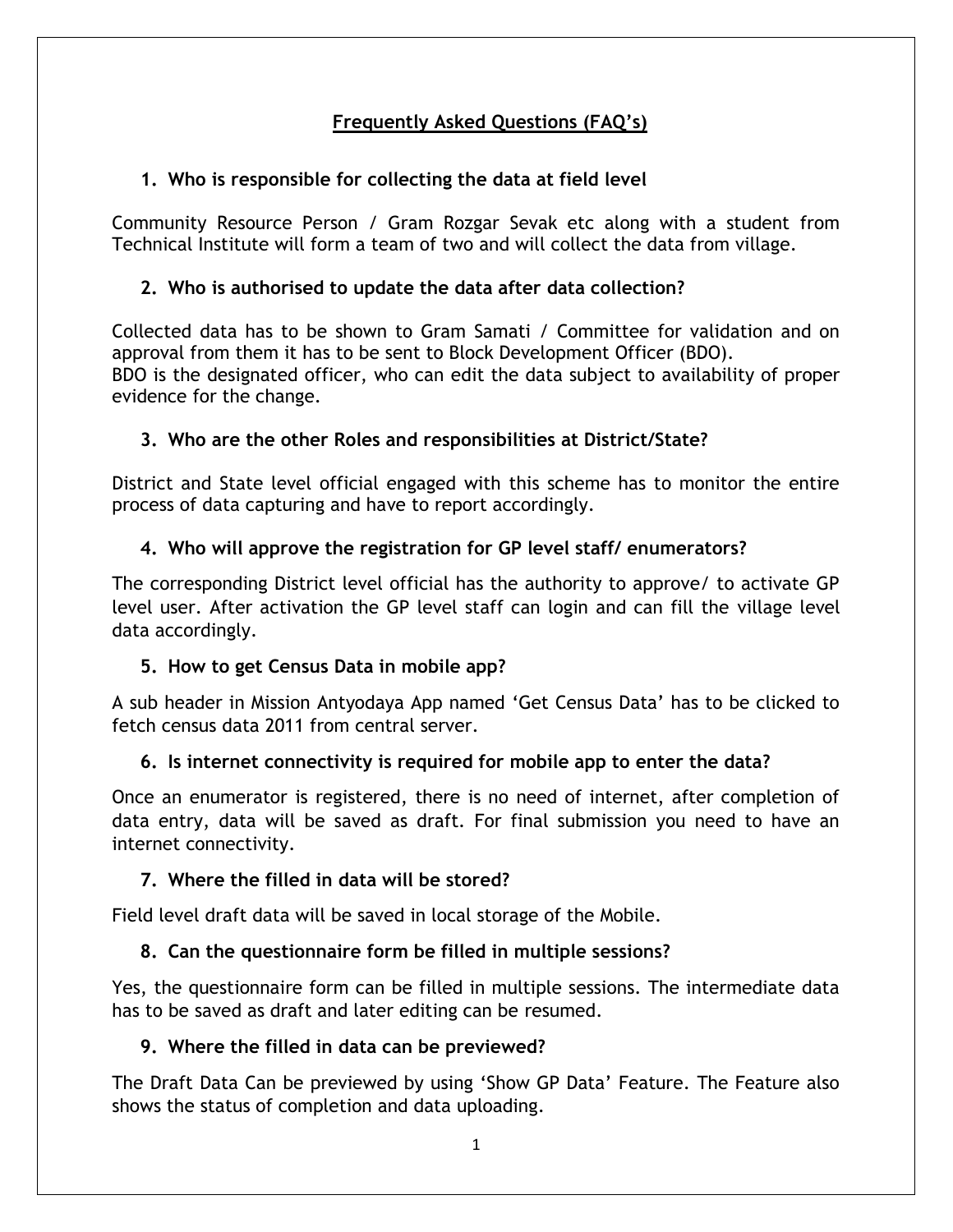# Frequently Asked Questions (FAQ's)

### 1. Who is responsible for collecting the data at field level

Community Resource Person / Gram Rozgar Sevak etc along with a student from Technical Institute will form a team of two and will collect the data from village.

### 2. Who is authorised to update the data after data collection?

Collected data has to be shown to Gram Samati / Committee for validation and on approval from them it has to be sent to Block Development Officer (BDO).
BDO is the designated officer, who can edit the data subject to availability of proper evidence for the change.

### 3. Who are the other Roles and responsibilities at District/State?

District and State level official engaged with this scheme has to monitor the entire process of data capturing and have to report accordingly.

### 4. Who will approve the registration for GP level staff/ enumerators?

The corresponding District level official has the authority to approve/ to activate GP level user. After activation the GP level staff can login and can fill the village level data accordingly.

### 5. How to get Census Data in mobile app?

A sub header in Mission Antyodaya App named 'Get Census Data' has to be clicked to fetch census data 2011 from central server.

### 6. Is internet connectivity is required for mobile app to enter the data?

Once an enumerator is registered, there is no need of internet, after completion of data entry, data will be saved as draft. For final submission you need to have an internet connectivity.

### 7. Where the filled in data will be stored?

Field level draft data will be saved in local storage of the Mobile.

### 8. Can the questionnaire form be filled in multiple sessions?

Yes, the questionnaire form can be filled in multiple sessions. The intermediate data has to be saved as draft and later editing can be resumed.

### 9. Where the filled in data can be previewed?

The Draft Data Can be previewed by using 'Show GP Data' Feature. The Feature also shows the status of completion and data uploading.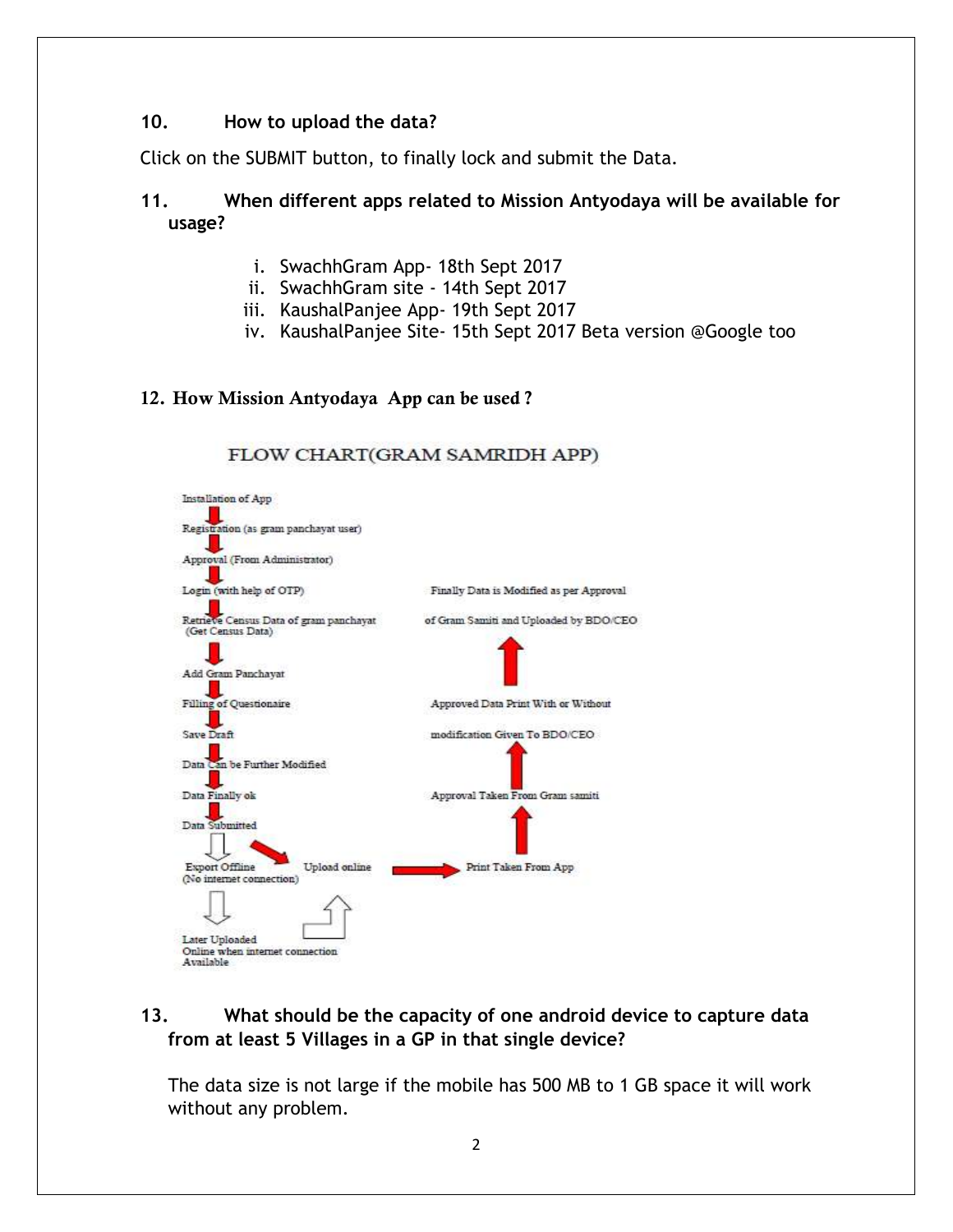### 10. How to upload the data?

Click on the SUBMIT button, to finally lock and submit the Data.

### 11. When different apps related to Mission Antyodaya will be available for usage?

i. SwachhGram App- 18th Sept 2017
ii. SwachhGram site - 14th Sept 2017
iii. KaushalPanjee App- 19th Sept 2017
iv. KaushalPanjee Site- 15th Sept 2017 Beta version @Google too

### 12. How Mission Antyodaya App can be used ?

FLOW CHART(GRAM SAMRIDH APP)

Installation of App
↓
Registration (as gram panchayat user)
↓
Approval (From Administrator)
↓
Login (with help of OTP)
↓
Retrieve Census Data of gram panchayat (Get Census Data)
↓
Add Gram Panchayat
↓
Filling of Questionaire
↓
Save Draft
↓
Data Can be Further Modified
↓
Data Finally ok
↓
Data Submitted
↓
Export Offline (No internet connection) → Later Uploaded Online when internet connection Available → Upload online

Data Submitted → Upload online → Print Taken From App
↑
Approval Taken From Gram samiti
↑
Approved Data Print With or Without modification Given To BDO/CEO
↑
Finally Data is Modified as per Approval of Gram Samiti and Uploaded by BDO/CEO

### 13. What should be the capacity of one android device to capture data from at least 5 Villages in a GP in that single device?

The data size is not large if the mobile has 500 MB to 1 GB space it will work without any problem.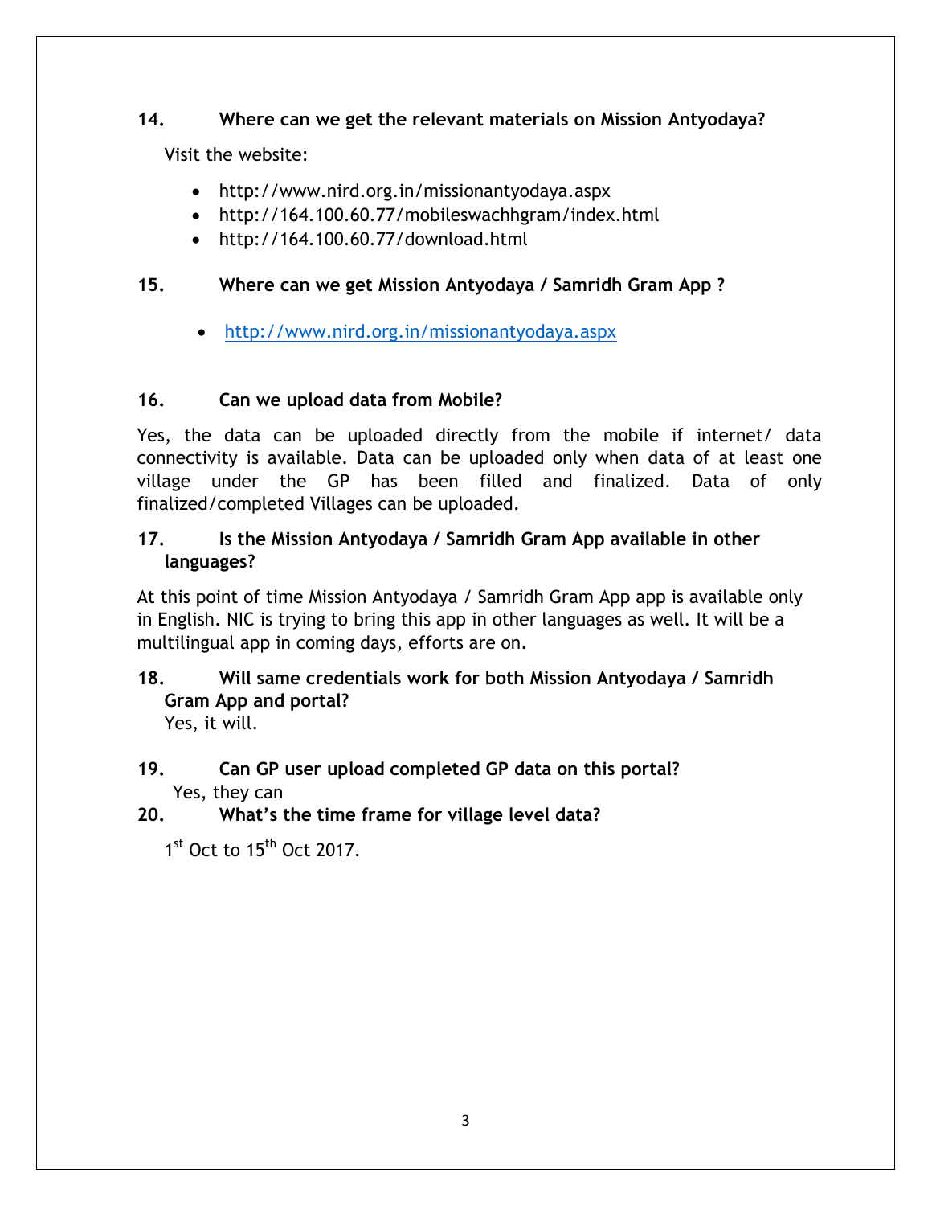**14. Where can we get the relevant materials on Mission Antyodaya?**

Visit the website:

- http://www.nird.org.in/missionantyodaya.aspx
- http://164.100.60.77/mobileswachhgram/index.html
- http://164.100.60.77/download.html

**15. Where can we get Mission Antyodaya / Samridh Gram App ?**

- http://www.nird.org.in/missionantyodaya.aspx

**16. Can we upload data from Mobile?**

Yes, the data can be uploaded directly from the mobile if internet/ data connectivity is available. Data can be uploaded only when data of at least one village under the GP has been filled and finalized. Data of only finalized/completed Villages can be uploaded.

**17. Is the Mission Antyodaya / Samridh Gram App available in other languages?**

At this point of time Mission Antyodaya / Samridh Gram App app is available only in English. NIC is trying to bring this app in other languages as well. It will be a multilingual app in coming days, efforts are on.

**18. Will same credentials work for both Mission Antyodaya / Samridh Gram App and portal?**

Yes, it will.

**19. Can GP user upload completed GP data on this portal?**

Yes, they can

**20. What's the time frame for village level data?**

1st Oct to 15th Oct 2017.